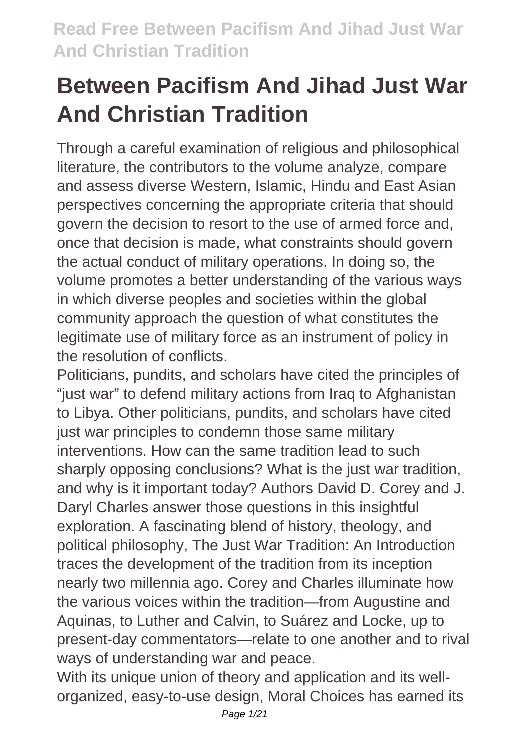# Between Pacifism And Jihad Just War And Christian Tradition

Through a careful examination of religious and philosophical literature, the contributors to the volume analyze, compare and assess diverse Western, Islamic, Hindu and East Asian perspectives concerning the appropriate criteria that should govern the decision to resort to the use of armed force and, once that decision is made, what constraints should govern the actual conduct of military operations. In doing so, the volume promotes a better understanding of the various ways in which diverse peoples and societies within the global community approach the question of what constitutes the legitimate use of military force as an instrument of policy in the resolution of conflicts.

Politicians, pundits, and scholars have cited the principles of "just war" to defend military actions from Iraq to Afghanistan to Libya. Other politicians, pundits, and scholars have cited just war principles to condemn those same military interventions. How can the same tradition lead to such sharply opposing conclusions? What is the just war tradition, and why is it important today? Authors David D. Corey and J. Daryl Charles answer those questions in this insightful exploration. A fascinating blend of history, theology, and political philosophy, The Just War Tradition: An Introduction traces the development of the tradition from its inception nearly two millennia ago. Corey and Charles illuminate how the various voices within the tradition—from Augustine and Aquinas, to Luther and Calvin, to Suárez and Locke, up to present-day commentators—relate to one another and to rival ways of understanding war and peace.

With its unique union of theory and application and its well-organized, easy-to-use design, Moral Choices has earned its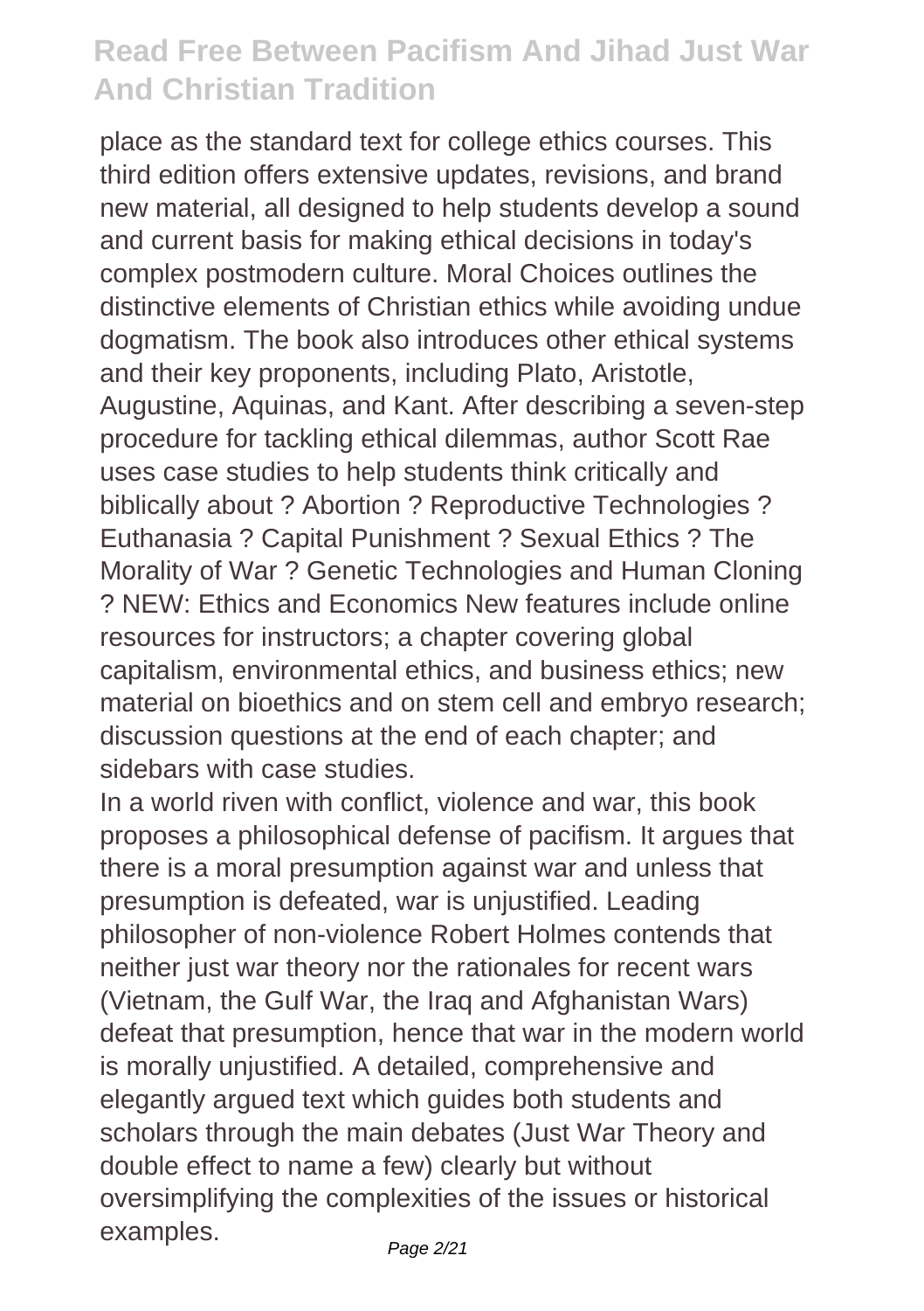place as the standard text for college ethics courses. This third edition offers extensive updates, revisions, and brand new material, all designed to help students develop a sound and current basis for making ethical decisions in today's complex postmodern culture. Moral Choices outlines the distinctive elements of Christian ethics while avoiding undue dogmatism. The book also introduces other ethical systems and their key proponents, including Plato, Aristotle, Augustine, Aquinas, and Kant. After describing a seven-step procedure for tackling ethical dilemmas, author Scott Rae uses case studies to help students think critically and biblically about ? Abortion ? Reproductive Technologies ? Euthanasia ? Capital Punishment ? Sexual Ethics ? The Morality of War ? Genetic Technologies and Human Cloning ? NEW: Ethics and Economics New features include online resources for instructors; a chapter covering global capitalism, environmental ethics, and business ethics; new material on bioethics and on stem cell and embryo research; discussion questions at the end of each chapter; and sidebars with case studies.

In a world riven with conflict, violence and war, this book proposes a philosophical defense of pacifism. It argues that there is a moral presumption against war and unless that presumption is defeated, war is unjustified. Leading philosopher of non-violence Robert Holmes contends that neither just war theory nor the rationales for recent wars (Vietnam, the Gulf War, the Iraq and Afghanistan Wars) defeat that presumption, hence that war in the modern world is morally unjustified. A detailed, comprehensive and elegantly argued text which guides both students and scholars through the main debates (Just War Theory and double effect to name a few) clearly but without oversimplifying the complexities of the issues or historical examples.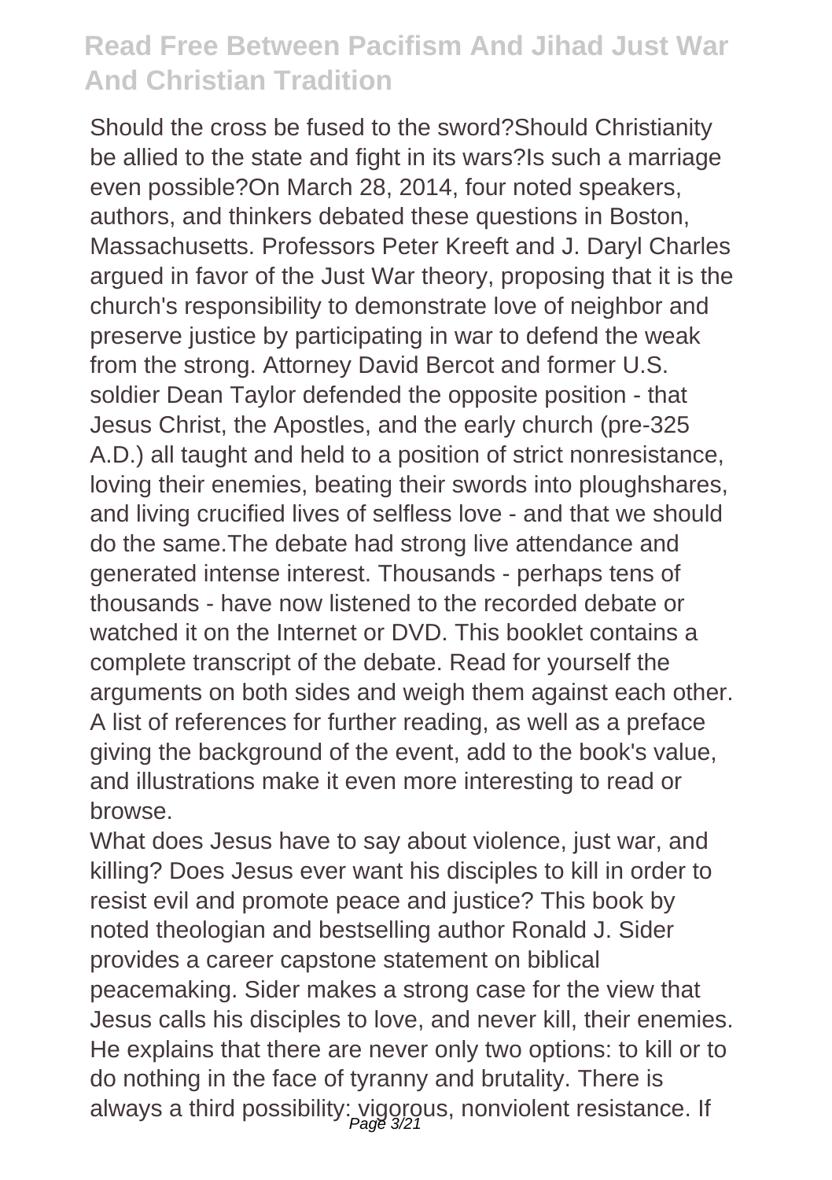Should the cross be fused to the sword?Should Christianity be allied to the state and fight in its wars?Is such a marriage even possible?On March 28, 2014, four noted speakers, authors, and thinkers debated these questions in Boston, Massachusetts. Professors Peter Kreeft and J. Daryl Charles argued in favor of the Just War theory, proposing that it is the church's responsibility to demonstrate love of neighbor and preserve justice by participating in war to defend the weak from the strong. Attorney David Bercot and former U.S. soldier Dean Taylor defended the opposite position - that Jesus Christ, the Apostles, and the early church (pre-325 A.D.) all taught and held to a position of strict nonresistance, loving their enemies, beating their swords into ploughshares, and living crucified lives of selfless love - and that we should do the same.The debate had strong live attendance and generated intense interest. Thousands - perhaps tens of thousands - have now listened to the recorded debate or watched it on the Internet or DVD. This booklet contains a complete transcript of the debate. Read for yourself the arguments on both sides and weigh them against each other. A list of references for further reading, as well as a preface giving the background of the event, add to the book's value, and illustrations make it even more interesting to read or browse.

What does Jesus have to say about violence, just war, and killing? Does Jesus ever want his disciples to kill in order to resist evil and promote peace and justice? This book by noted theologian and bestselling author Ronald J. Sider provides a career capstone statement on biblical peacemaking. Sider makes a strong case for the view that Jesus calls his disciples to love, and never kill, their enemies. He explains that there are never only two options: to kill or to do nothing in the face of tyranny and brutality. There is always a third possibility: vigorous, nonviolent resistance. If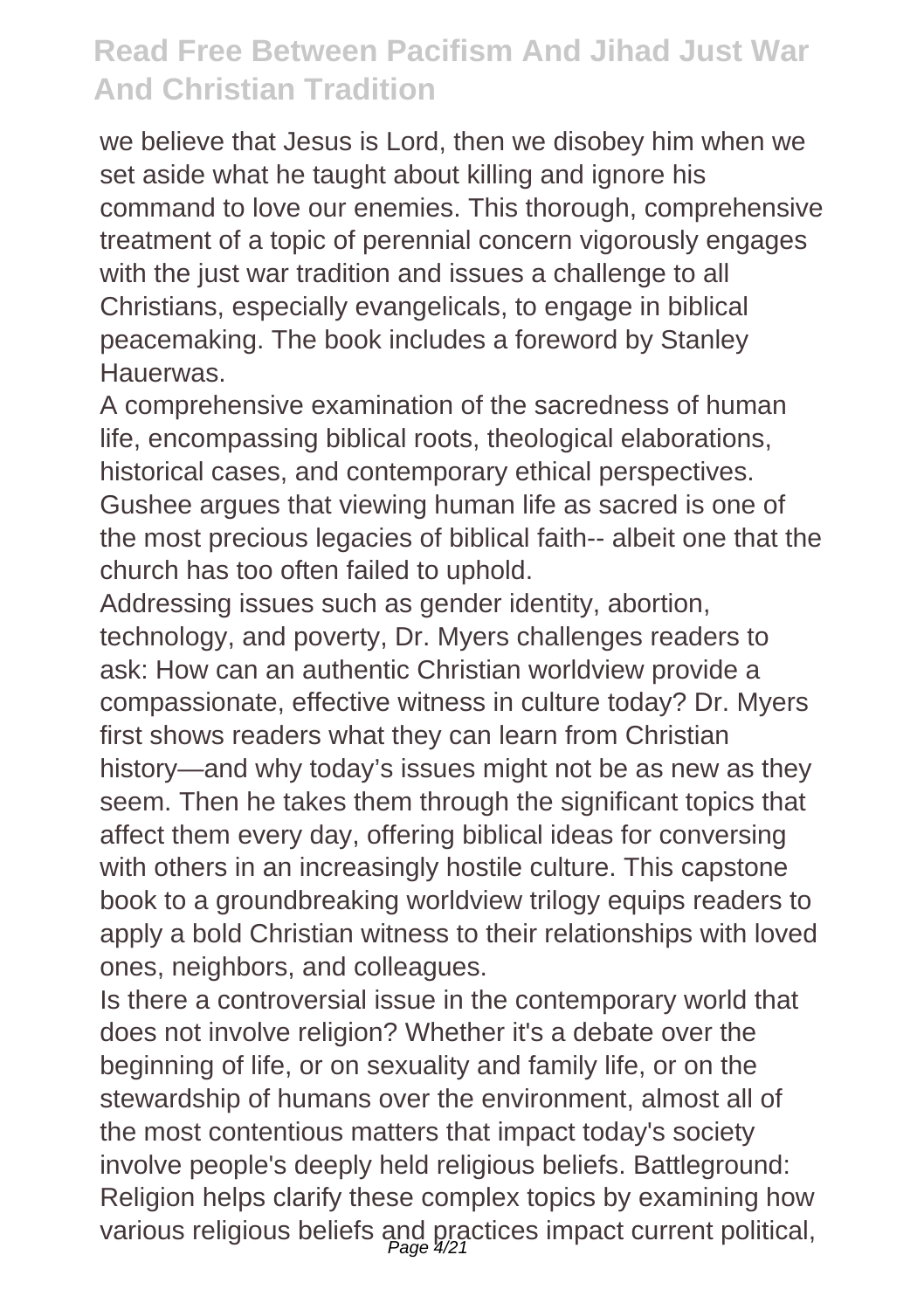we believe that Jesus is Lord, then we disobey him when we set aside what he taught about killing and ignore his command to love our enemies. This thorough, comprehensive treatment of a topic of perennial concern vigorously engages with the just war tradition and issues a challenge to all Christians, especially evangelicals, to engage in biblical peacemaking. The book includes a foreword by Stanley Hauerwas.

A comprehensive examination of the sacredness of human life, encompassing biblical roots, theological elaborations, historical cases, and contemporary ethical perspectives. Gushee argues that viewing human life as sacred is one of the most precious legacies of biblical faith-- albeit one that the church has too often failed to uphold.

Addressing issues such as gender identity, abortion, technology, and poverty, Dr. Myers challenges readers to ask: How can an authentic Christian worldview provide a compassionate, effective witness in culture today? Dr. Myers first shows readers what they can learn from Christian history—and why today's issues might not be as new as they seem. Then he takes them through the significant topics that affect them every day, offering biblical ideas for conversing with others in an increasingly hostile culture. This capstone book to a groundbreaking worldview trilogy equips readers to apply a bold Christian witness to their relationships with loved ones, neighbors, and colleagues.

Is there a controversial issue in the contemporary world that does not involve religion? Whether it's a debate over the beginning of life, or on sexuality and family life, or on the stewardship of humans over the environment, almost all of the most contentious matters that impact today's society involve people's deeply held religious beliefs. Battleground: Religion helps clarify these complex topics by examining how various religious beliefs and practices impact current political,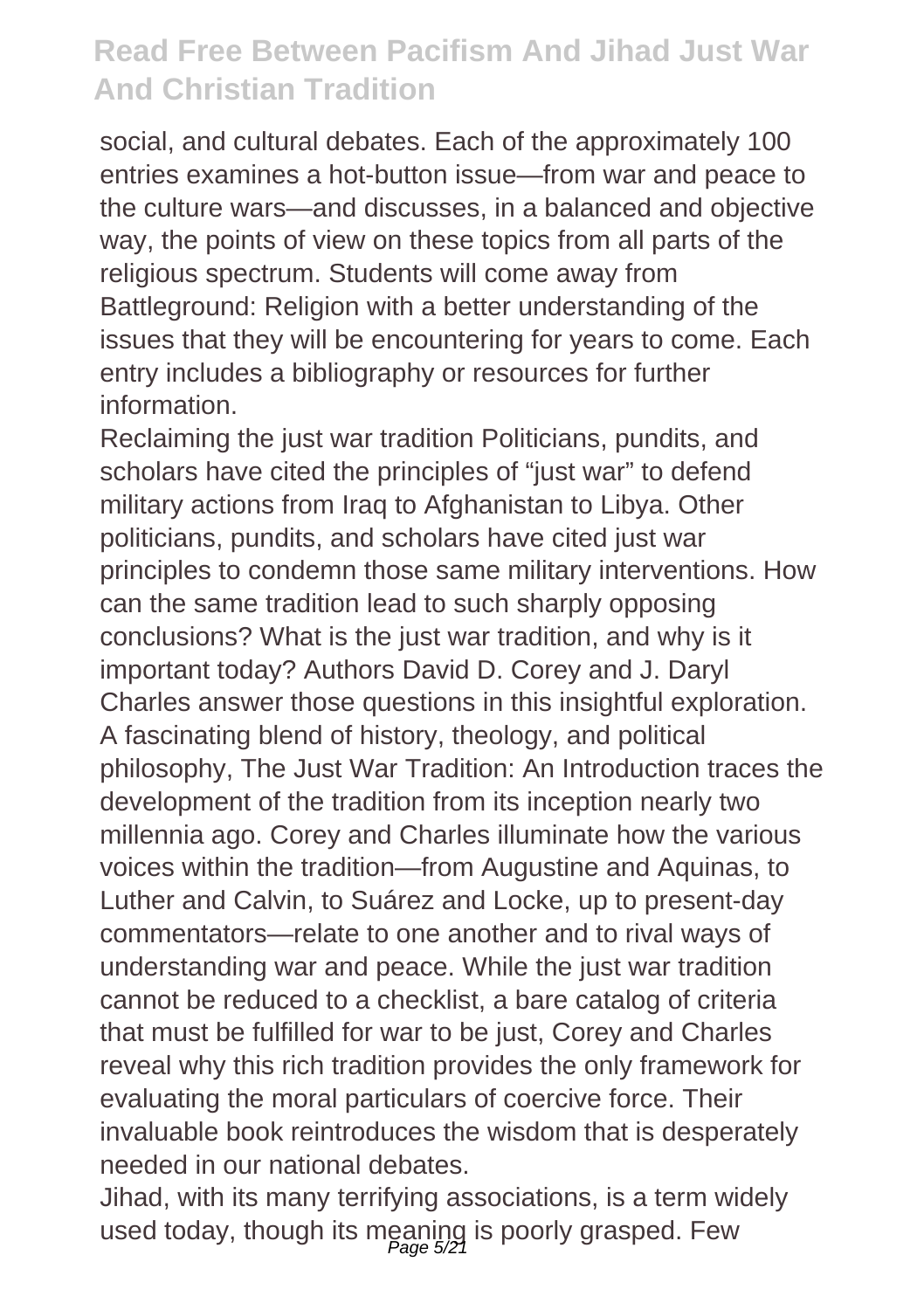social, and cultural debates. Each of the approximately 100 entries examines a hot-button issue—from war and peace to the culture wars—and discusses, in a balanced and objective way, the points of view on these topics from all parts of the religious spectrum. Students will come away from Battleground: Religion with a better understanding of the issues that they will be encountering for years to come. Each entry includes a bibliography or resources for further information.

Reclaiming the just war tradition Politicians, pundits, and scholars have cited the principles of "just war" to defend military actions from Iraq to Afghanistan to Libya. Other politicians, pundits, and scholars have cited just war principles to condemn those same military interventions. How can the same tradition lead to such sharply opposing conclusions? What is the just war tradition, and why is it important today? Authors David D. Corey and J. Daryl Charles answer those questions in this insightful exploration. A fascinating blend of history, theology, and political philosophy, The Just War Tradition: An Introduction traces the development of the tradition from its inception nearly two millennia ago. Corey and Charles illuminate how the various voices within the tradition—from Augustine and Aquinas, to Luther and Calvin, to Suárez and Locke, up to present-day commentators—relate to one another and to rival ways of understanding war and peace. While the just war tradition cannot be reduced to a checklist, a bare catalog of criteria that must be fulfilled for war to be just, Corey and Charles reveal why this rich tradition provides the only framework for evaluating the moral particulars of coercive force. Their invaluable book reintroduces the wisdom that is desperately needed in our national debates.

Jihad, with its many terrifying associations, is a term widely used today, though its meaning is poorly grasped. Few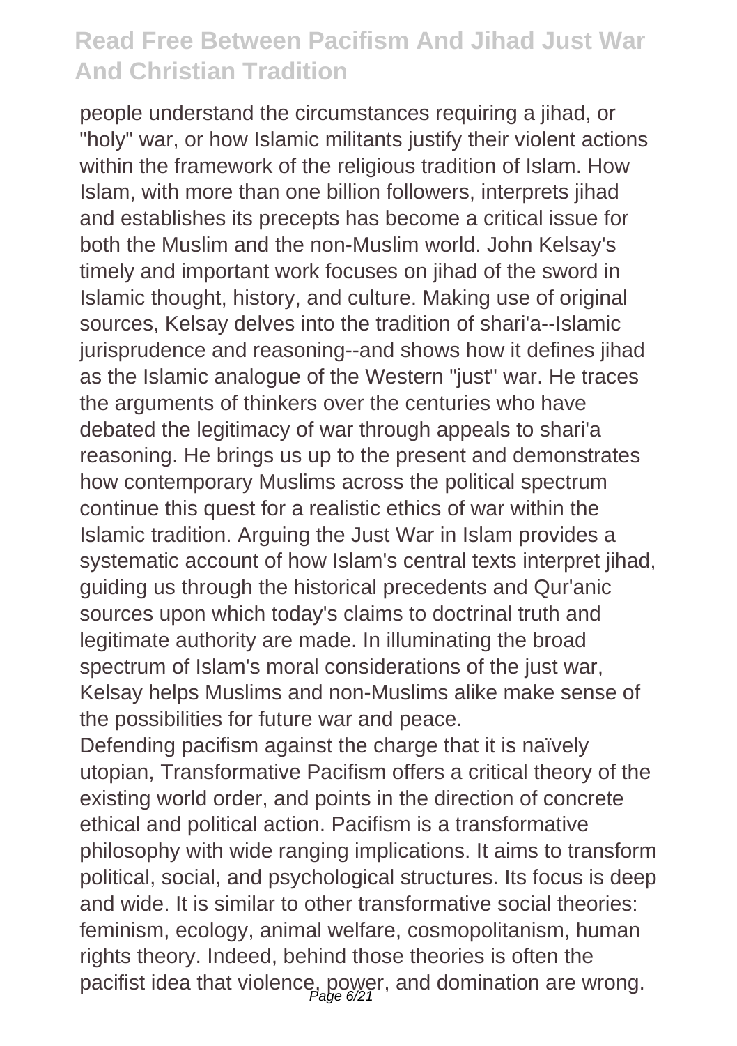people understand the circumstances requiring a jihad, or "holy" war, or how Islamic militants justify their violent actions within the framework of the religious tradition of Islam. How Islam, with more than one billion followers, interprets jihad and establishes its precepts has become a critical issue for both the Muslim and the non-Muslim world. John Kelsay's timely and important work focuses on jihad of the sword in Islamic thought, history, and culture. Making use of original sources, Kelsay delves into the tradition of shari'a--Islamic jurisprudence and reasoning--and shows how it defines jihad as the Islamic analogue of the Western "just" war. He traces the arguments of thinkers over the centuries who have debated the legitimacy of war through appeals to shari'a reasoning. He brings us up to the present and demonstrates how contemporary Muslims across the political spectrum continue this quest for a realistic ethics of war within the Islamic tradition. Arguing the Just War in Islam provides a systematic account of how Islam's central texts interpret jihad, guiding us through the historical precedents and Qur'anic sources upon which today's claims to doctrinal truth and legitimate authority are made. In illuminating the broad spectrum of Islam's moral considerations of the just war, Kelsay helps Muslims and non-Muslims alike make sense of the possibilities for future war and peace.

Defending pacifism against the charge that it is naïvely utopian, Transformative Pacifism offers a critical theory of the existing world order, and points in the direction of concrete ethical and political action. Pacifism is a transformative philosophy with wide ranging implications. It aims to transform political, social, and psychological structures. Its focus is deep and wide. It is similar to other transformative social theories: feminism, ecology, animal welfare, cosmopolitanism, human rights theory. Indeed, behind those theories is often the pacifist idea that violence, power, and domination are wrong.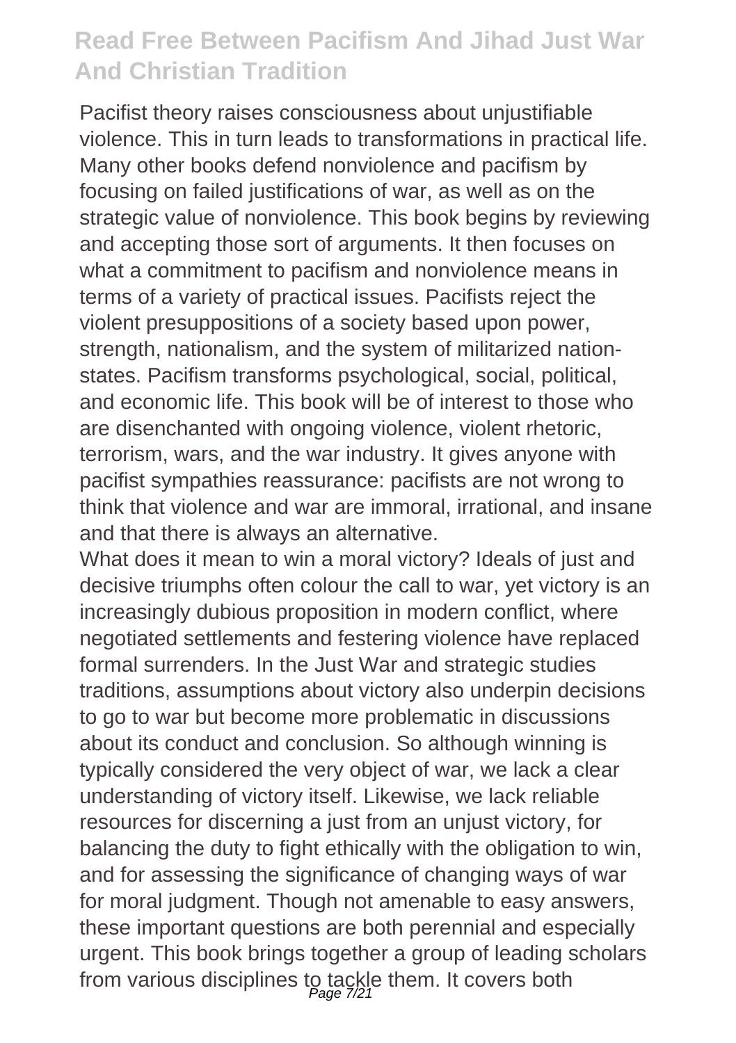Pacifist theory raises consciousness about unjustifiable violence. This in turn leads to transformations in practical life. Many other books defend nonviolence and pacifism by focusing on failed justifications of war, as well as on the strategic value of nonviolence. This book begins by reviewing and accepting those sort of arguments. It then focuses on what a commitment to pacifism and nonviolence means in terms of a variety of practical issues. Pacifists reject the violent presuppositions of a society based upon power, strength, nationalism, and the system of militarized nation-states. Pacifism transforms psychological, social, political, and economic life. This book will be of interest to those who are disenchanted with ongoing violence, violent rhetoric, terrorism, wars, and the war industry. It gives anyone with pacifist sympathies reassurance: pacifists are not wrong to think that violence and war are immoral, irrational, and insane and that there is always an alternative.

What does it mean to win a moral victory? Ideals of just and decisive triumphs often colour the call to war, yet victory is an increasingly dubious proposition in modern conflict, where negotiated settlements and festering violence have replaced formal surrenders. In the Just War and strategic studies traditions, assumptions about victory also underpin decisions to go to war but become more problematic in discussions about its conduct and conclusion. So although winning is typically considered the very object of war, we lack a clear understanding of victory itself. Likewise, we lack reliable resources for discerning a just from an unjust victory, for balancing the duty to fight ethically with the obligation to win, and for assessing the significance of changing ways of war for moral judgment. Though not amenable to easy answers, these important questions are both perennial and especially urgent. This book brings together a group of leading scholars from various disciplines to tackle them. It covers both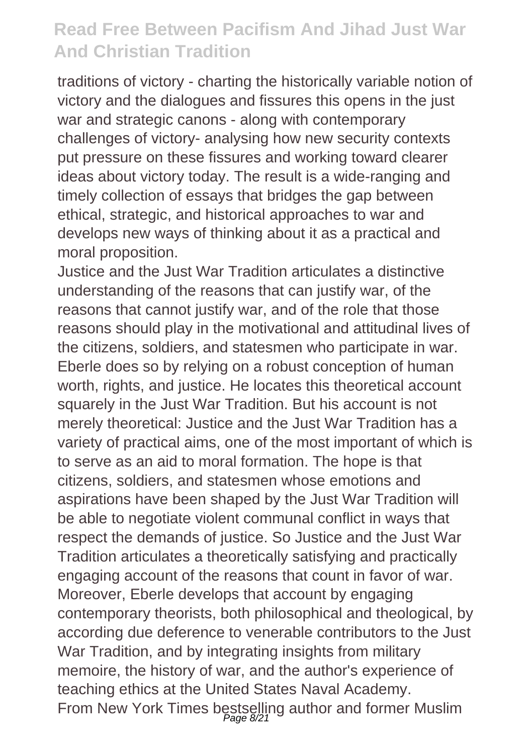traditions of victory - charting the historically variable notion of victory and the dialogues and fissures this opens in the just war and strategic canons - along with contemporary challenges of victory- analysing how new security contexts put pressure on these fissures and working toward clearer ideas about victory today. The result is a wide-ranging and timely collection of essays that bridges the gap between ethical, strategic, and historical approaches to war and develops new ways of thinking about it as a practical and moral proposition.

Justice and the Just War Tradition articulates a distinctive understanding of the reasons that can justify war, of the reasons that cannot justify war, and of the role that those reasons should play in the motivational and attitudinal lives of the citizens, soldiers, and statesmen who participate in war. Eberle does so by relying on a robust conception of human worth, rights, and justice. He locates this theoretical account squarely in the Just War Tradition. But his account is not merely theoretical: Justice and the Just War Tradition has a variety of practical aims, one of the most important of which is to serve as an aid to moral formation. The hope is that citizens, soldiers, and statesmen whose emotions and aspirations have been shaped by the Just War Tradition will be able to negotiate violent communal conflict in ways that respect the demands of justice. So Justice and the Just War Tradition articulates a theoretically satisfying and practically engaging account of the reasons that count in favor of war. Moreover, Eberle develops that account by engaging contemporary theorists, both philosophical and theological, by according due deference to venerable contributors to the Just War Tradition, and by integrating insights from military memoire, the history of war, and the author's experience of teaching ethics at the United States Naval Academy.

From New York Times bestselling author and former Muslim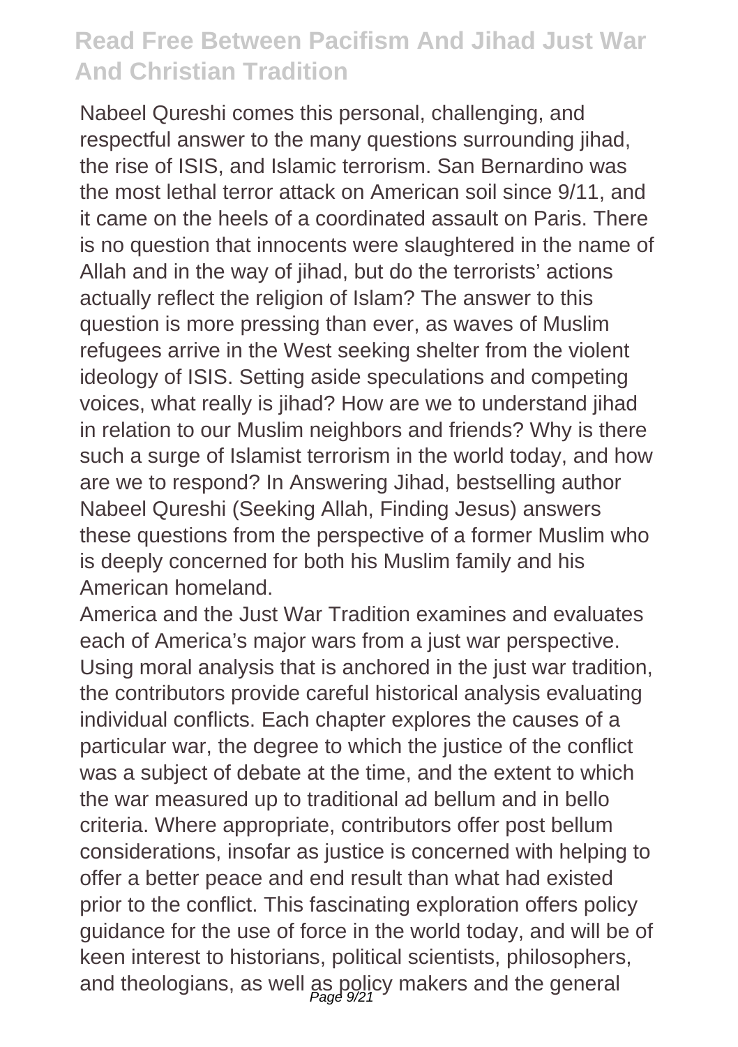Nabeel Qureshi comes this personal, challenging, and respectful answer to the many questions surrounding jihad, the rise of ISIS, and Islamic terrorism. San Bernardino was the most lethal terror attack on American soil since 9/11, and it came on the heels of a coordinated assault on Paris. There is no question that innocents were slaughtered in the name of Allah and in the way of jihad, but do the terrorists' actions actually reflect the religion of Islam? The answer to this question is more pressing than ever, as waves of Muslim refugees arrive in the West seeking shelter from the violent ideology of ISIS. Setting aside speculations and competing voices, what really is jihad? How are we to understand jihad in relation to our Muslim neighbors and friends? Why is there such a surge of Islamist terrorism in the world today, and how are we to respond? In Answering Jihad, bestselling author Nabeel Qureshi (Seeking Allah, Finding Jesus) answers these questions from the perspective of a former Muslim who is deeply concerned for both his Muslim family and his American homeland.

America and the Just War Tradition examines and evaluates each of America's major wars from a just war perspective. Using moral analysis that is anchored in the just war tradition, the contributors provide careful historical analysis evaluating individual conflicts. Each chapter explores the causes of a particular war, the degree to which the justice of the conflict was a subject of debate at the time, and the extent to which the war measured up to traditional ad bellum and in bello criteria. Where appropriate, contributors offer post bellum considerations, insofar as justice is concerned with helping to offer a better peace and end result than what had existed prior to the conflict. This fascinating exploration offers policy guidance for the use of force in the world today, and will be of keen interest to historians, political scientists, philosophers, and theologians, as well as policy makers and the general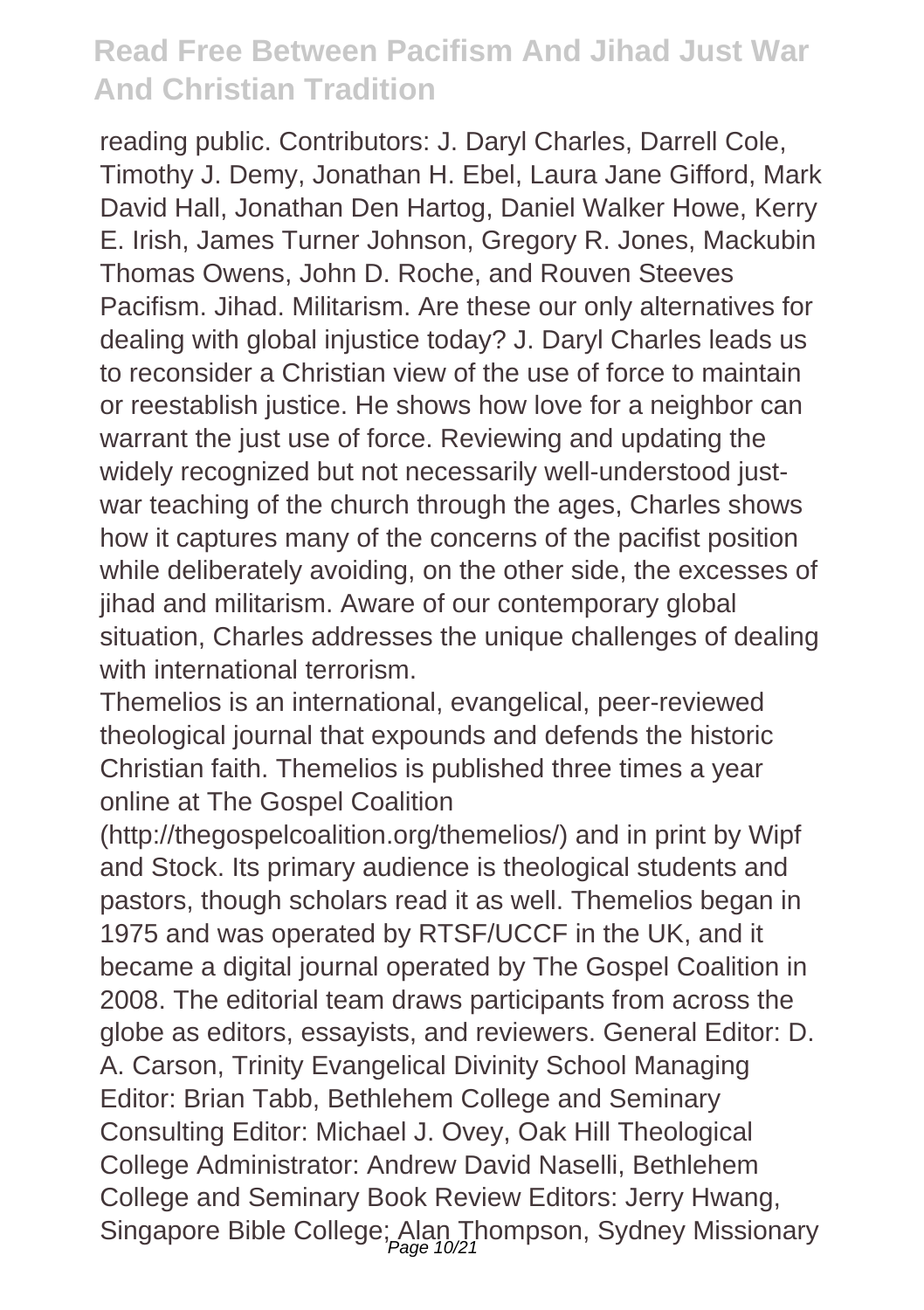reading public. Contributors: J. Daryl Charles, Darrell Cole, Timothy J. Demy, Jonathan H. Ebel, Laura Jane Gifford, Mark David Hall, Jonathan Den Hartog, Daniel Walker Howe, Kerry E. Irish, James Turner Johnson, Gregory R. Jones, Mackubin Thomas Owens, John D. Roche, and Rouven Steeves

Pacifism. Jihad. Militarism. Are these our only alternatives for dealing with global injustice today? J. Daryl Charles leads us to reconsider a Christian view of the use of force to maintain or reestablish justice. He shows how love for a neighbor can warrant the just use of force. Reviewing and updating the widely recognized but not necessarily well-understood just-war teaching of the church through the ages, Charles shows how it captures many of the concerns of the pacifist position while deliberately avoiding, on the other side, the excesses of jihad and militarism. Aware of our contemporary global situation, Charles addresses the unique challenges of dealing with international terrorism.

Themelios is an international, evangelical, peer-reviewed theological journal that expounds and defends the historic Christian faith. Themelios is published three times a year online at The Gospel Coalition (http://thegospelcoalition.org/themelios/) and in print by Wipf and Stock. Its primary audience is theological students and pastors, though scholars read it as well. Themelios began in 1975 and was operated by RTSF/UCCF in the UK, and it became a digital journal operated by The Gospel Coalition in 2008. The editorial team draws participants from across the globe as editors, essayists, and reviewers. General Editor: D. A. Carson, Trinity Evangelical Divinity School Managing Editor: Brian Tabb, Bethlehem College and Seminary Consulting Editor: Michael J. Ovey, Oak Hill Theological College Administrator: Andrew David Naselli, Bethlehem College and Seminary Book Review Editors: Jerry Hwang, Singapore Bible College; Alan Thompson, Sydney Missionary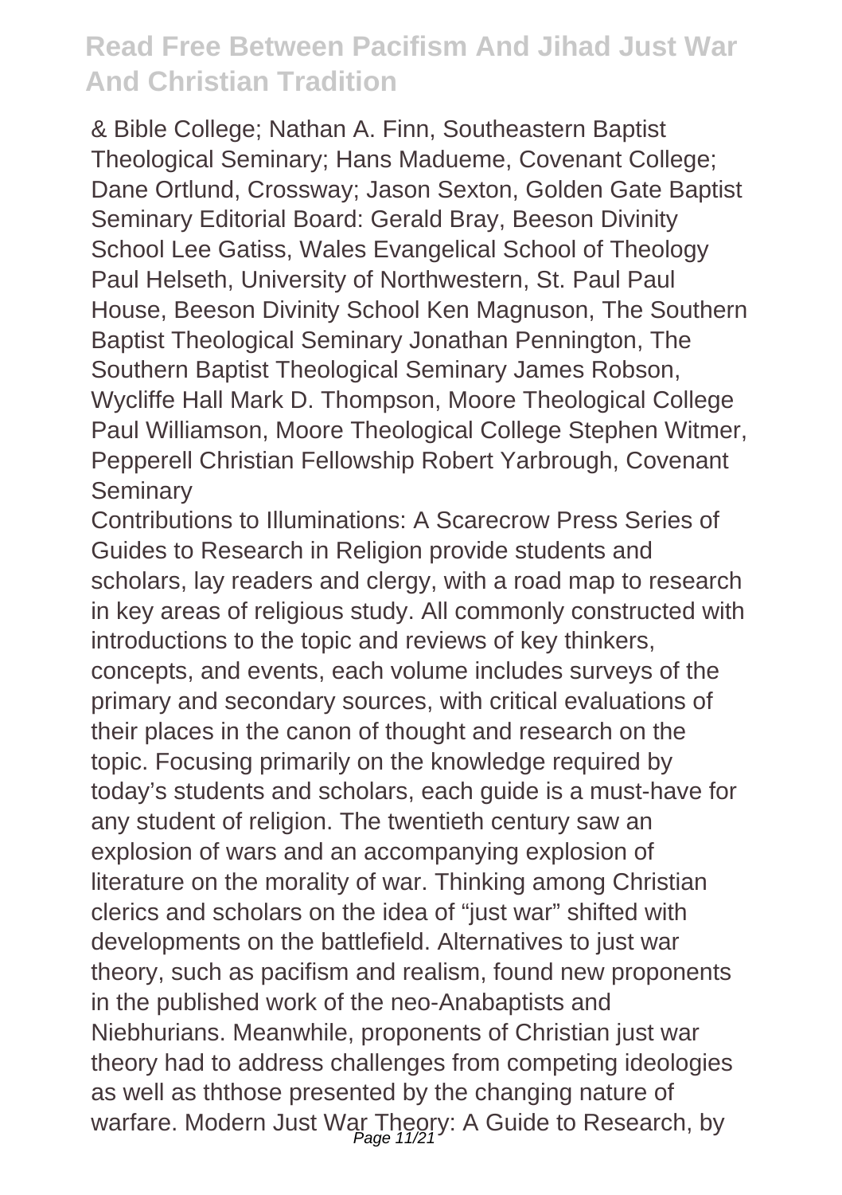& Bible College; Nathan A. Finn, Southeastern Baptist Theological Seminary; Hans Madueme, Covenant College; Dane Ortlund, Crossway; Jason Sexton, Golden Gate Baptist Seminary Editorial Board: Gerald Bray, Beeson Divinity School Lee Gatiss, Wales Evangelical School of Theology Paul Helseth, University of Northwestern, St. Paul Paul House, Beeson Divinity School Ken Magnuson, The Southern Baptist Theological Seminary Jonathan Pennington, The Southern Baptist Theological Seminary James Robson, Wycliffe Hall Mark D. Thompson, Moore Theological College Paul Williamson, Moore Theological College Stephen Witmer, Pepperell Christian Fellowship Robert Yarbrough, Covenant Seminary

Contributions to Illuminations: A Scarecrow Press Series of Guides to Research in Religion provide students and scholars, lay readers and clergy, with a road map to research in key areas of religious study. All commonly constructed with introductions to the topic and reviews of key thinkers, concepts, and events, each volume includes surveys of the primary and secondary sources, with critical evaluations of their places in the canon of thought and research on the topic. Focusing primarily on the knowledge required by today's students and scholars, each guide is a must-have for any student of religion. The twentieth century saw an explosion of wars and an accompanying explosion of literature on the morality of war. Thinking among Christian clerics and scholars on the idea of "just war" shifted with developments on the battlefield. Alternatives to just war theory, such as pacifism and realism, found new proponents in the published work of the neo-Anabaptists and Niebhurians. Meanwhile, proponents of Christian just war theory had to address challenges from competing ideologies as well as ththose presented by the changing nature of warfare. Modern Just War Theory: A Guide to Research, by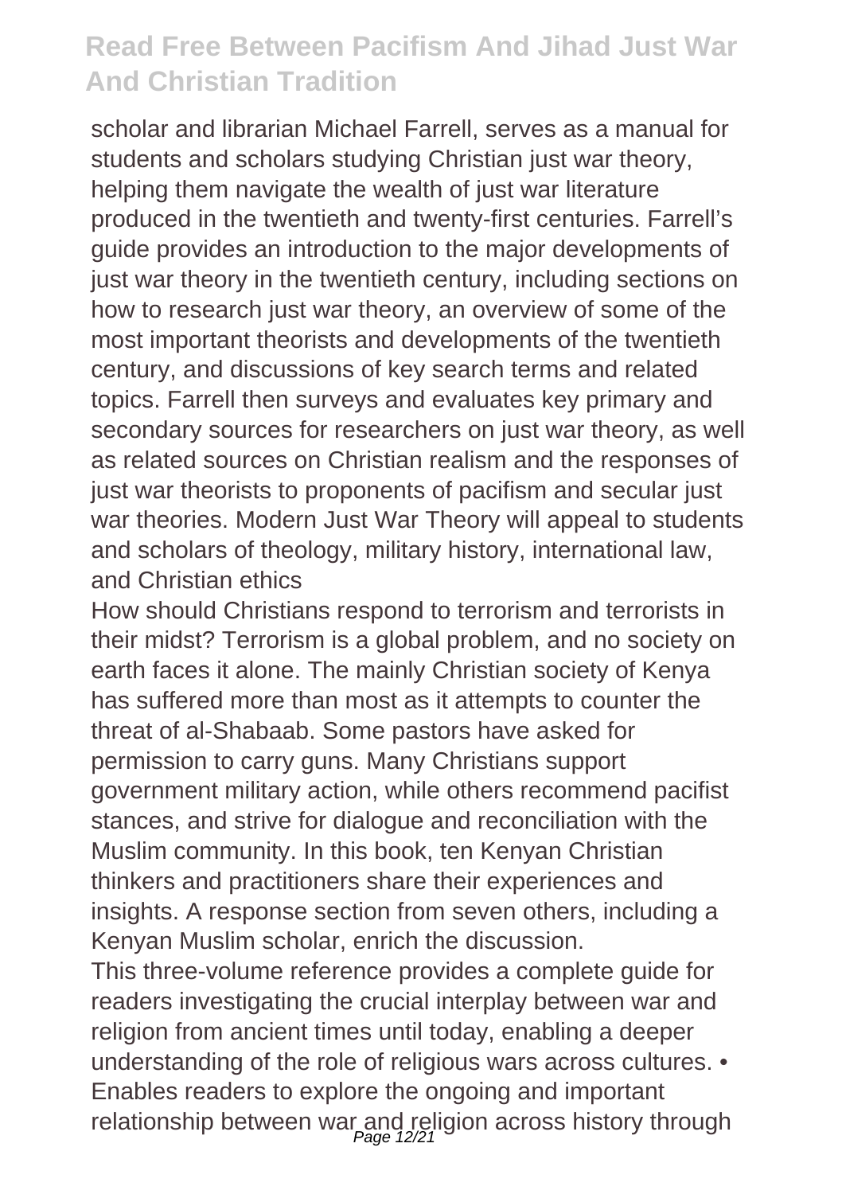scholar and librarian Michael Farrell, serves as a manual for students and scholars studying Christian just war theory, helping them navigate the wealth of just war literature produced in the twentieth and twenty-first centuries. Farrell's guide provides an introduction to the major developments of just war theory in the twentieth century, including sections on how to research just war theory, an overview of some of the most important theorists and developments of the twentieth century, and discussions of key search terms and related topics. Farrell then surveys and evaluates key primary and secondary sources for researchers on just war theory, as well as related sources on Christian realism and the responses of just war theorists to proponents of pacifism and secular just war theories. Modern Just War Theory will appeal to students and scholars of theology, military history, international law, and Christian ethics

How should Christians respond to terrorism and terrorists in their midst? Terrorism is a global problem, and no society on earth faces it alone. The mainly Christian society of Kenya has suffered more than most as it attempts to counter the threat of al-Shabaab. Some pastors have asked for permission to carry guns. Many Christians support government military action, while others recommend pacifist stances, and strive for dialogue and reconciliation with the Muslim community. In this book, ten Kenyan Christian thinkers and practitioners share their experiences and insights. A response section from seven others, including a Kenyan Muslim scholar, enrich the discussion.

This three-volume reference provides a complete guide for readers investigating the crucial interplay between war and religion from ancient times until today, enabling a deeper understanding of the role of religious wars across cultures. • Enables readers to explore the ongoing and important relationship between war and religion across history through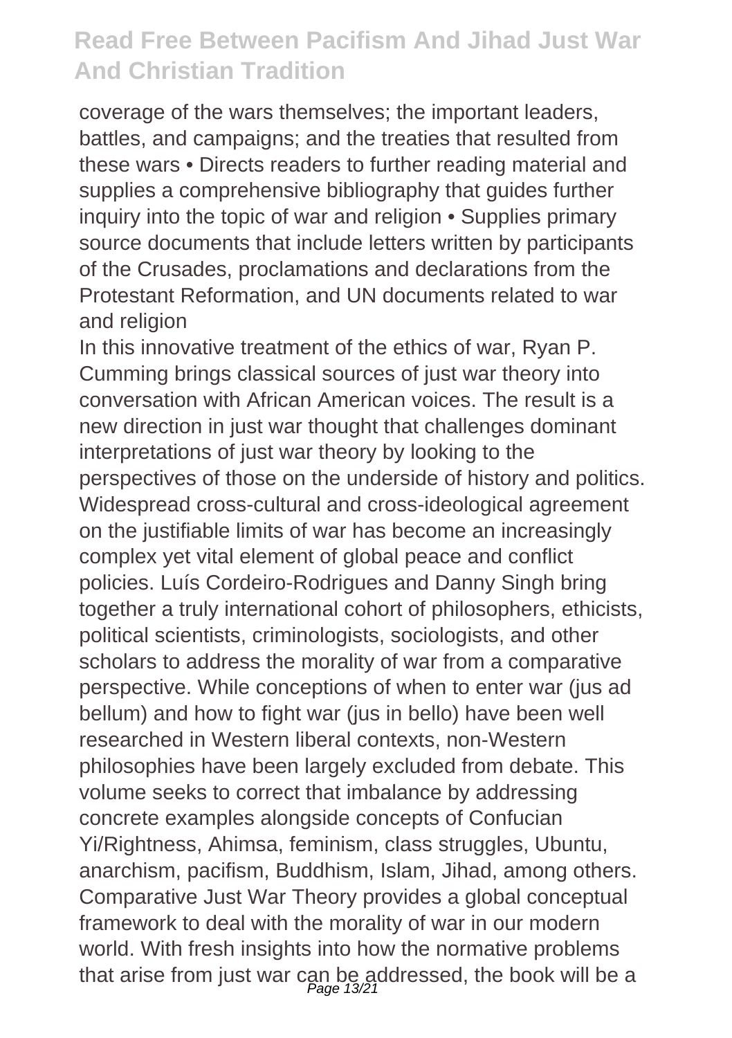coverage of the wars themselves; the important leaders, battles, and campaigns; and the treaties that resulted from these wars • Directs readers to further reading material and supplies a comprehensive bibliography that guides further inquiry into the topic of war and religion • Supplies primary source documents that include letters written by participants of the Crusades, proclamations and declarations from the Protestant Reformation, and UN documents related to war and religion

In this innovative treatment of the ethics of war, Ryan P. Cumming brings classical sources of just war theory into conversation with African American voices. The result is a new direction in just war thought that challenges dominant interpretations of just war theory by looking to the perspectives of those on the underside of history and politics.

Widespread cross-cultural and cross-ideological agreement on the justifiable limits of war has become an increasingly complex yet vital element of global peace and conflict policies. Luís Cordeiro-Rodrigues and Danny Singh bring together a truly international cohort of philosophers, ethicists, political scientists, criminologists, sociologists, and other scholars to address the morality of war from a comparative perspective. While conceptions of when to enter war (jus ad bellum) and how to fight war (jus in bello) have been well researched in Western liberal contexts, non-Western philosophies have been largely excluded from debate. This volume seeks to correct that imbalance by addressing concrete examples alongside concepts of Confucian Yi/Rightness, Ahimsa, feminism, class struggles, Ubuntu, anarchism, pacifism, Buddhism, Islam, Jihad, among others. Comparative Just War Theory provides a global conceptual framework to deal with the morality of war in our modern world. With fresh insights into how the normative problems that arise from just war can be addressed, the book will be a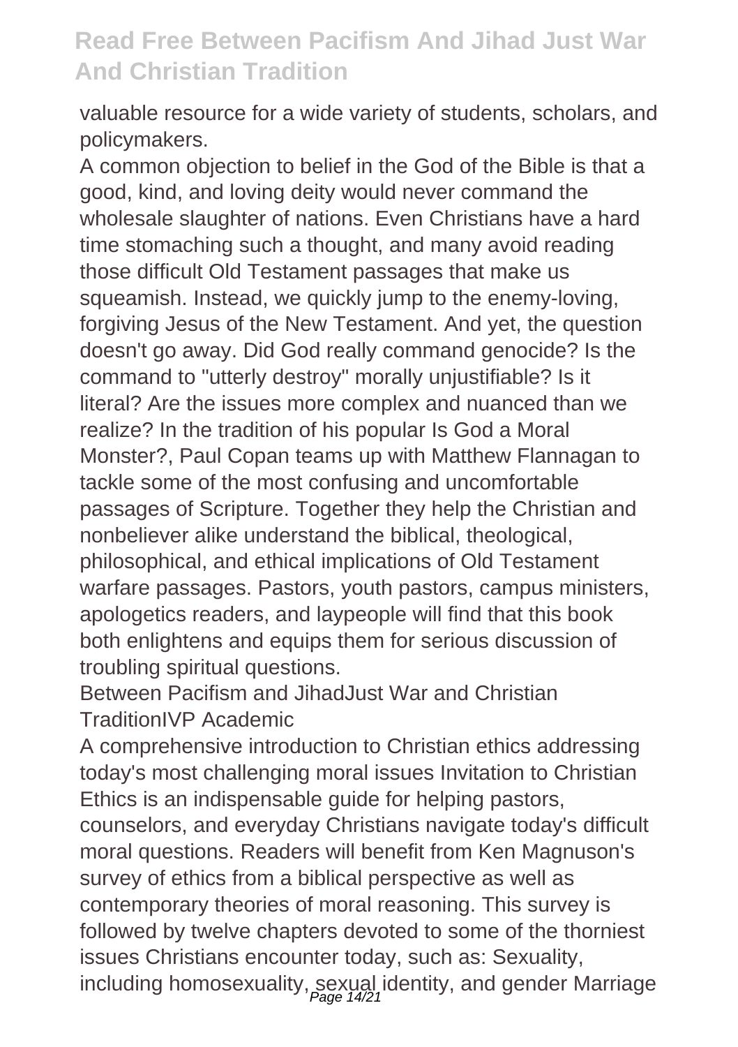valuable resource for a wide variety of students, scholars, and policymakers.

A common objection to belief in the God of the Bible is that a good, kind, and loving deity would never command the wholesale slaughter of nations. Even Christians have a hard time stomaching such a thought, and many avoid reading those difficult Old Testament passages that make us squeamish. Instead, we quickly jump to the enemy-loving, forgiving Jesus of the New Testament. And yet, the question doesn't go away. Did God really command genocide? Is the command to "utterly destroy" morally unjustifiable? Is it literal? Are the issues more complex and nuanced than we realize? In the tradition of his popular Is God a Moral Monster?, Paul Copan teams up with Matthew Flannagan to tackle some of the most confusing and uncomfortable passages of Scripture. Together they help the Christian and nonbeliever alike understand the biblical, theological, philosophical, and ethical implications of Old Testament warfare passages. Pastors, youth pastors, campus ministers, apologetics readers, and laypeople will find that this book both enlightens and equips them for serious discussion of troubling spiritual questions.

Between Pacifism and JihadJust War and Christian TraditionIVP Academic

A comprehensive introduction to Christian ethics addressing today's most challenging moral issues Invitation to Christian Ethics is an indispensable guide for helping pastors, counselors, and everyday Christians navigate today's difficult moral questions. Readers will benefit from Ken Magnuson's survey of ethics from a biblical perspective as well as contemporary theories of moral reasoning. This survey is followed by twelve chapters devoted to some of the thorniest issues Christians encounter today, such as: Sexuality, including homosexuality, sexual identity, and gender Marriage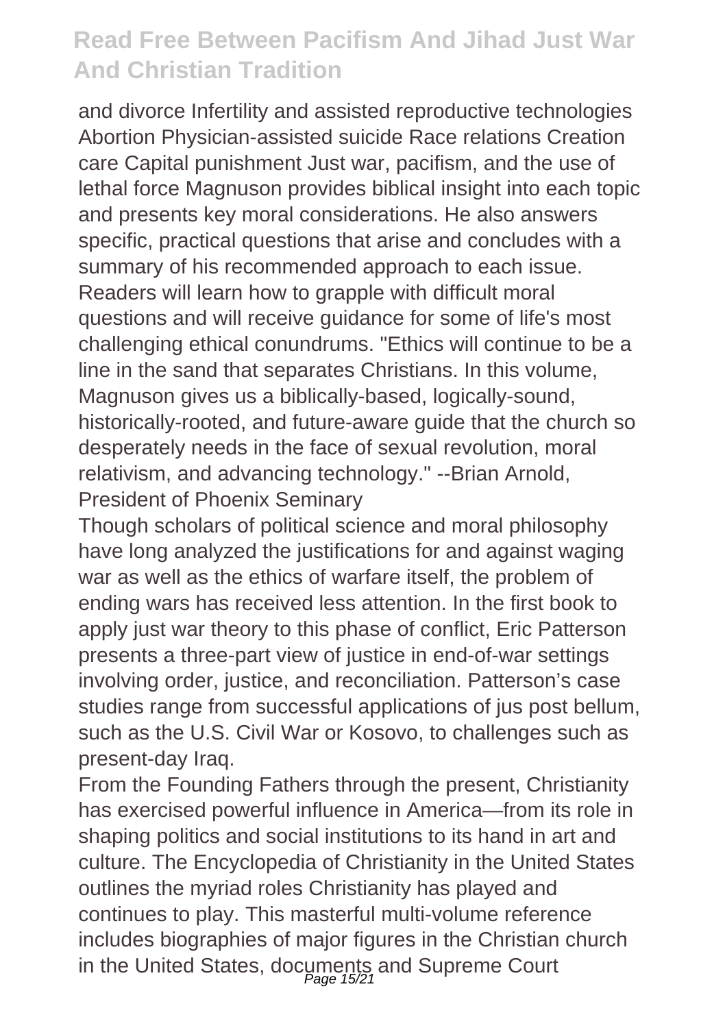and divorce Infertility and assisted reproductive technologies Abortion Physician-assisted suicide Race relations Creation care Capital punishment Just war, pacifism, and the use of lethal force Magnuson provides biblical insight into each topic and presents key moral considerations. He also answers specific, practical questions that arise and concludes with a summary of his recommended approach to each issue. Readers will learn how to grapple with difficult moral questions and will receive guidance for some of life's most challenging ethical conundrums. "Ethics will continue to be a line in the sand that separates Christians. In this volume, Magnuson gives us a biblically-based, logically-sound, historically-rooted, and future-aware guide that the church so desperately needs in the face of sexual revolution, moral relativism, and advancing technology." --Brian Arnold, President of Phoenix Seminary

Though scholars of political science and moral philosophy have long analyzed the justifications for and against waging war as well as the ethics of warfare itself, the problem of ending wars has received less attention. In the first book to apply just war theory to this phase of conflict, Eric Patterson presents a three-part view of justice in end-of-war settings involving order, justice, and reconciliation. Patterson's case studies range from successful applications of jus post bellum, such as the U.S. Civil War or Kosovo, to challenges such as present-day Iraq.

From the Founding Fathers through the present, Christianity has exercised powerful influence in America—from its role in shaping politics and social institutions to its hand in art and culture. The Encyclopedia of Christianity in the United States outlines the myriad roles Christianity has played and continues to play. This masterful multi-volume reference includes biographies of major figures in the Christian church in the United States, documents and Supreme Court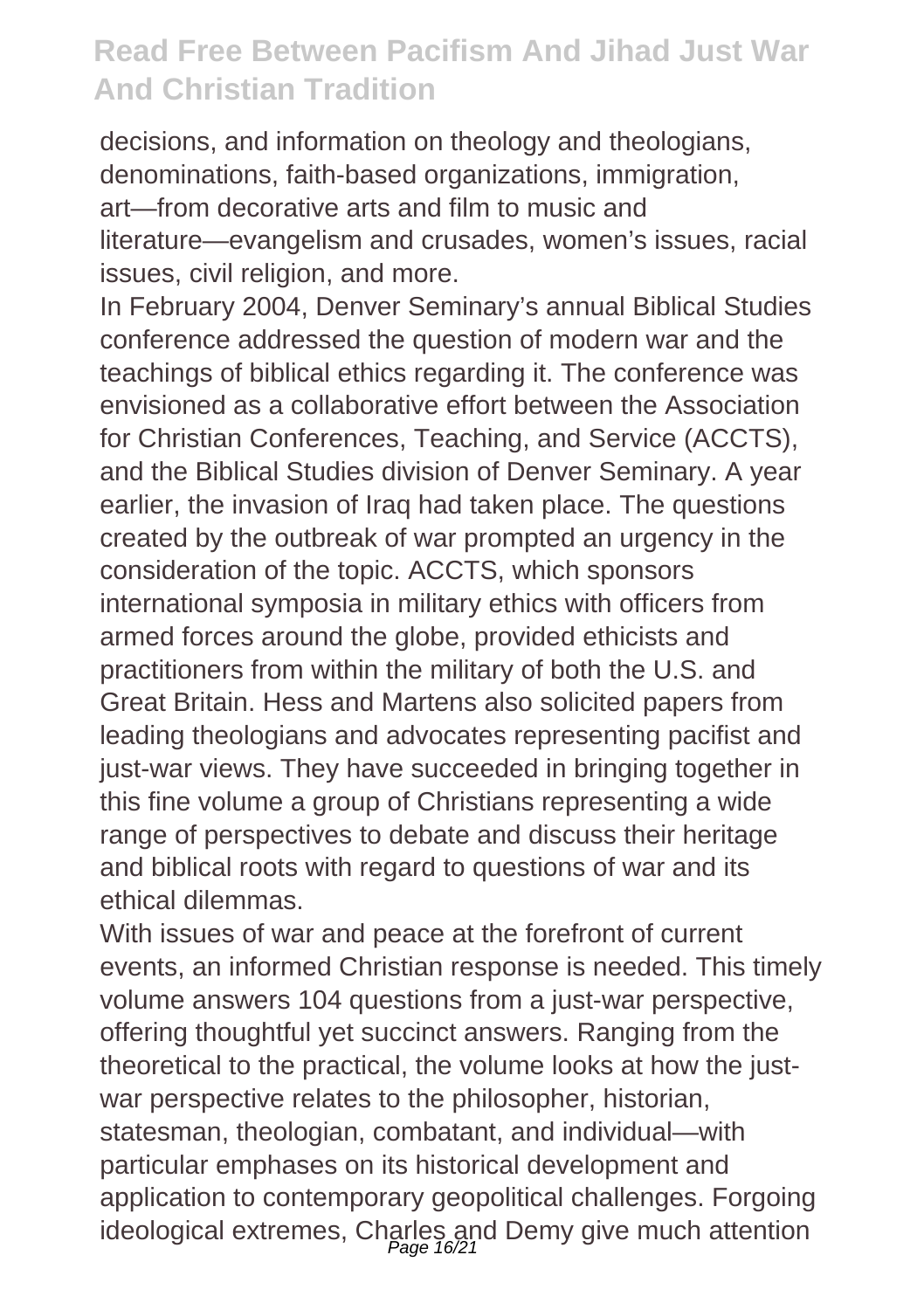decisions, and information on theology and theologians, denominations, faith-based organizations, immigration, art—from decorative arts and film to music and literature—evangelism and crusades, women's issues, racial issues, civil religion, and more.

In February 2004, Denver Seminary's annual Biblical Studies conference addressed the question of modern war and the teachings of biblical ethics regarding it. The conference was envisioned as a collaborative effort between the Association for Christian Conferences, Teaching, and Service (ACCTS), and the Biblical Studies division of Denver Seminary. A year earlier, the invasion of Iraq had taken place. The questions created by the outbreak of war prompted an urgency in the consideration of the topic. ACCTS, which sponsors international symposia in military ethics with officers from armed forces around the globe, provided ethicists and practitioners from within the military of both the U.S. and Great Britain. Hess and Martens also solicited papers from leading theologians and advocates representing pacifist and just-war views. They have succeeded in bringing together in this fine volume a group of Christians representing a wide range of perspectives to debate and discuss their heritage and biblical roots with regard to questions of war and its ethical dilemmas.

With issues of war and peace at the forefront of current events, an informed Christian response is needed. This timely volume answers 104 questions from a just-war perspective, offering thoughtful yet succinct answers. Ranging from the theoretical to the practical, the volume looks at how the just-war perspective relates to the philosopher, historian, statesman, theologian, combatant, and individual—with particular emphases on its historical development and application to contemporary geopolitical challenges. Forgoing ideological extremes, Charles and Demy give much attention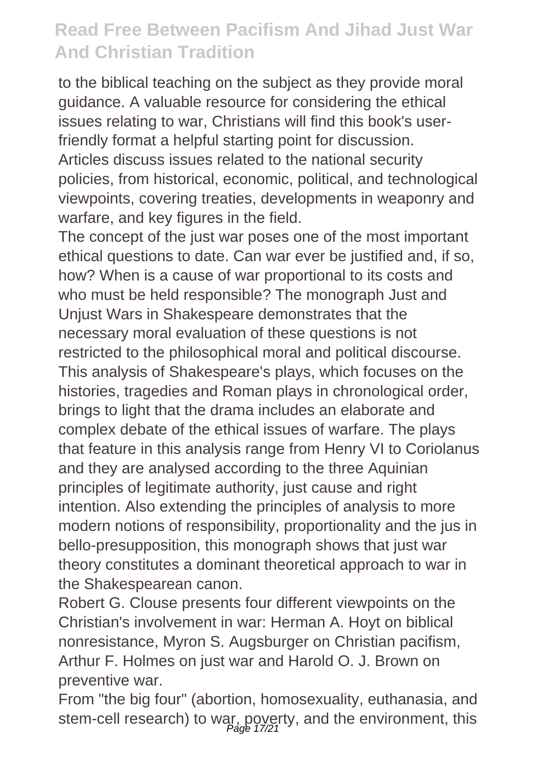to the biblical teaching on the subject as they provide moral guidance. A valuable resource for considering the ethical issues relating to war, Christians will find this book's user-friendly format a helpful starting point for discussion.
Articles discuss issues related to the national security policies, from historical, economic, political, and technological viewpoints, covering treaties, developments in weaponry and warfare, and key figures in the field.

The concept of the just war poses one of the most important ethical questions to date. Can war ever be justified and, if so, how? When is a cause of war proportional to its costs and who must be held responsible? The monograph Just and Unjust Wars in Shakespeare demonstrates that the necessary moral evaluation of these questions is not restricted to the philosophical moral and political discourse. This analysis of Shakespeare's plays, which focuses on the histories, tragedies and Roman plays in chronological order, brings to light that the drama includes an elaborate and complex debate of the ethical issues of warfare. The plays that feature in this analysis range from Henry VI to Coriolanus and they are analysed according to the three Aquinian principles of legitimate authority, just cause and right intention. Also extending the principles of analysis to more modern notions of responsibility, proportionality and the jus in bello-presupposition, this monograph shows that just war theory constitutes a dominant theoretical approach to war in the Shakespearean canon.

Robert G. Clouse presents four different viewpoints on the Christian's involvement in war: Herman A. Hoyt on biblical nonresistance, Myron S. Augsburger on Christian pacifism, Arthur F. Holmes on just war and Harold O. J. Brown on preventive war.

From "the big four" (abortion, homosexuality, euthanasia, and stem-cell research) to war, poverty, and the environment, this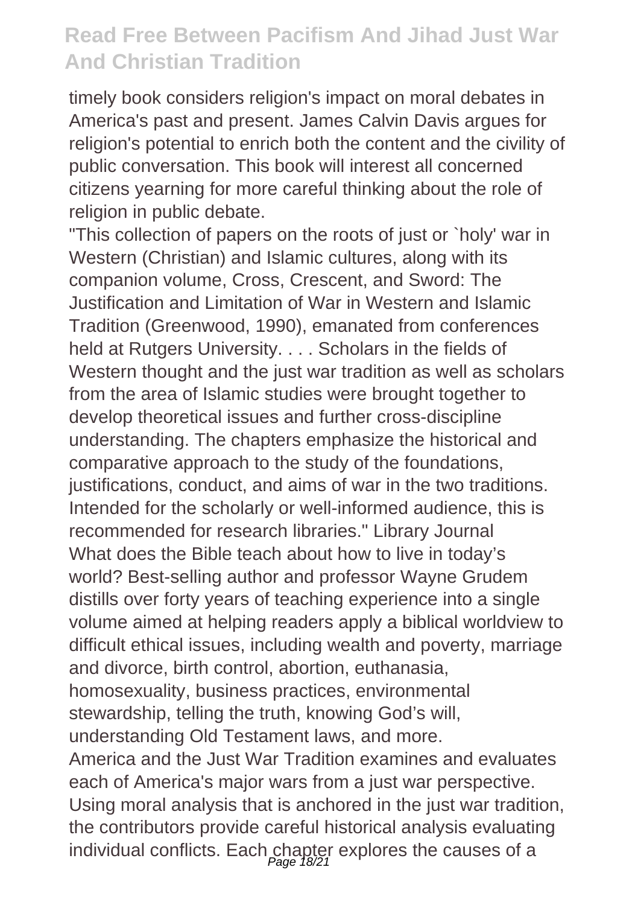timely book considers religion's impact on moral debates in America's past and present. James Calvin Davis argues for religion's potential to enrich both the content and the civility of public conversation. This book will interest all concerned citizens yearning for more careful thinking about the role of religion in public debate.

"This collection of papers on the roots of just or `holy' war in Western (Christian) and Islamic cultures, along with its companion volume, Cross, Crescent, and Sword: The Justification and Limitation of War in Western and Islamic Tradition (Greenwood, 1990), emanated from conferences held at Rutgers University. . . . Scholars in the fields of Western thought and the just war tradition as well as scholars from the area of Islamic studies were brought together to develop theoretical issues and further cross-discipline understanding. The chapters emphasize the historical and comparative approach to the study of the foundations, justifications, conduct, and aims of war in the two traditions. Intended for the scholarly or well-informed audience, this is recommended for research libraries." Library Journal

What does the Bible teach about how to live in today's world? Best-selling author and professor Wayne Grudem distills over forty years of teaching experience into a single volume aimed at helping readers apply a biblical worldview to difficult ethical issues, including wealth and poverty, marriage and divorce, birth control, abortion, euthanasia, homosexuality, business practices, environmental stewardship, telling the truth, knowing God's will, understanding Old Testament laws, and more.

America and the Just War Tradition examines and evaluates each of America's major wars from a just war perspective. Using moral analysis that is anchored in the just war tradition, the contributors provide careful historical analysis evaluating individual conflicts. Each chapter explores the causes of a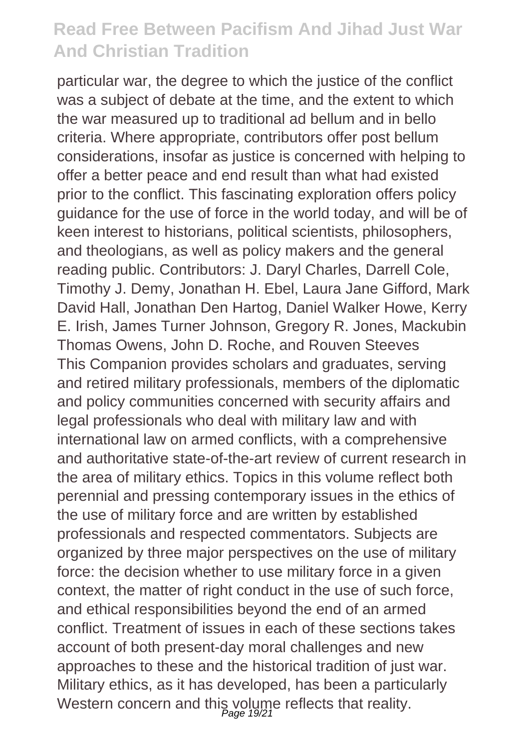particular war, the degree to which the justice of the conflict was a subject of debate at the time, and the extent to which the war measured up to traditional ad bellum and in bello criteria. Where appropriate, contributors offer post bellum considerations, insofar as justice is concerned with helping to offer a better peace and end result than what had existed prior to the conflict. This fascinating exploration offers policy guidance for the use of force in the world today, and will be of keen interest to historians, political scientists, philosophers, and theologians, as well as policy makers and the general reading public. Contributors: J. Daryl Charles, Darrell Cole, Timothy J. Demy, Jonathan H. Ebel, Laura Jane Gifford, Mark David Hall, Jonathan Den Hartog, Daniel Walker Howe, Kerry E. Irish, James Turner Johnson, Gregory R. Jones, Mackubin Thomas Owens, John D. Roche, and Rouven Steeves

This Companion provides scholars and graduates, serving and retired military professionals, members of the diplomatic and policy communities concerned with security affairs and legal professionals who deal with military law and with international law on armed conflicts, with a comprehensive and authoritative state-of-the-art review of current research in the area of military ethics. Topics in this volume reflect both perennial and pressing contemporary issues in the ethics of the use of military force and are written by established professionals and respected commentators. Subjects are organized by three major perspectives on the use of military force: the decision whether to use military force in a given context, the matter of right conduct in the use of such force, and ethical responsibilities beyond the end of an armed conflict. Treatment of issues in each of these sections takes account of both present-day moral challenges and new approaches to these and the historical tradition of just war. Military ethics, as it has developed, has been a particularly Western concern and this volume reflects that reality.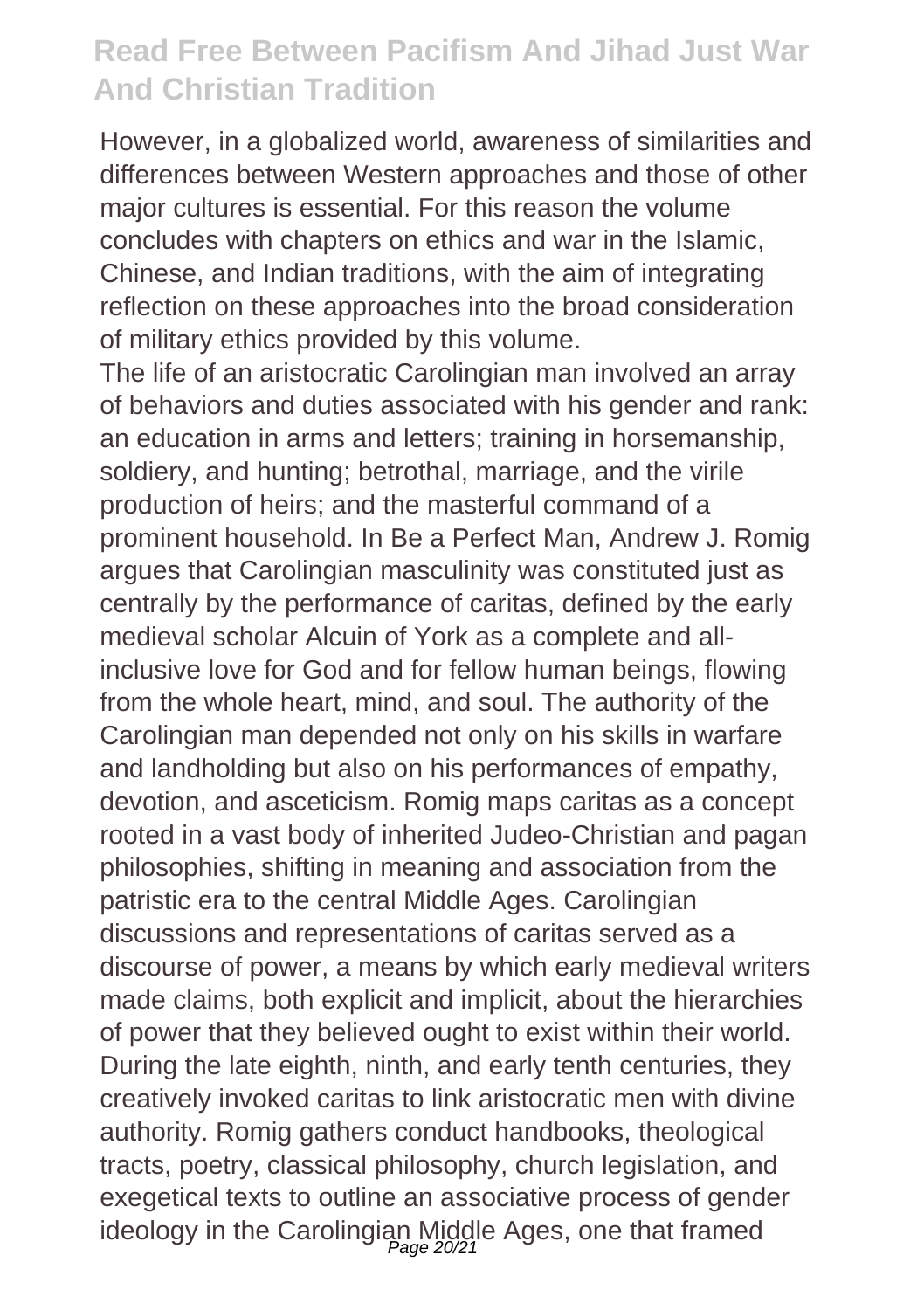However, in a globalized world, awareness of similarities and differences between Western approaches and those of other major cultures is essential. For this reason the volume concludes with chapters on ethics and war in the Islamic, Chinese, and Indian traditions, with the aim of integrating reflection on these approaches into the broad consideration of military ethics provided by this volume.

The life of an aristocratic Carolingian man involved an array of behaviors and duties associated with his gender and rank: an education in arms and letters; training in horsemanship, soldiery, and hunting; betrothal, marriage, and the virile production of heirs; and the masterful command of a prominent household. In Be a Perfect Man, Andrew J. Romig argues that Carolingian masculinity was constituted just as centrally by the performance of caritas, defined by the early medieval scholar Alcuin of York as a complete and all-inclusive love for God and for fellow human beings, flowing from the whole heart, mind, and soul. The authority of the Carolingian man depended not only on his skills in warfare and landholding but also on his performances of empathy, devotion, and asceticism. Romig maps caritas as a concept rooted in a vast body of inherited Judeo-Christian and pagan philosophies, shifting in meaning and association from the patristic era to the central Middle Ages. Carolingian discussions and representations of caritas served as a discourse of power, a means by which early medieval writers made claims, both explicit and implicit, about the hierarchies of power that they believed ought to exist within their world. During the late eighth, ninth, and early tenth centuries, they creatively invoked caritas to link aristocratic men with divine authority. Romig gathers conduct handbooks, theological tracts, poetry, classical philosophy, church legislation, and exegetical texts to outline an associative process of gender ideology in the Carolingian Middle Ages, one that framed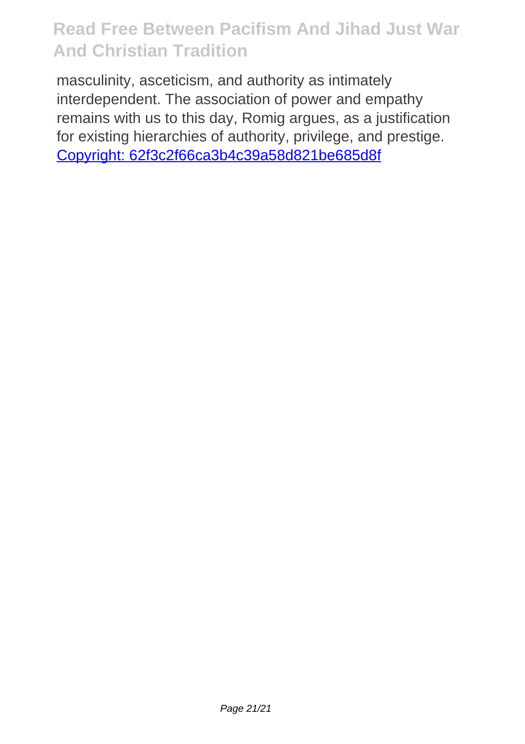masculinity, asceticism, and authority as intimately interdependent. The association of power and empathy remains with us to this day, Romig argues, as a justification for existing hierarchies of authority, privilege, and prestige.
Copyright: 62f3c2f66ca3b4c39a58d821be685d8f